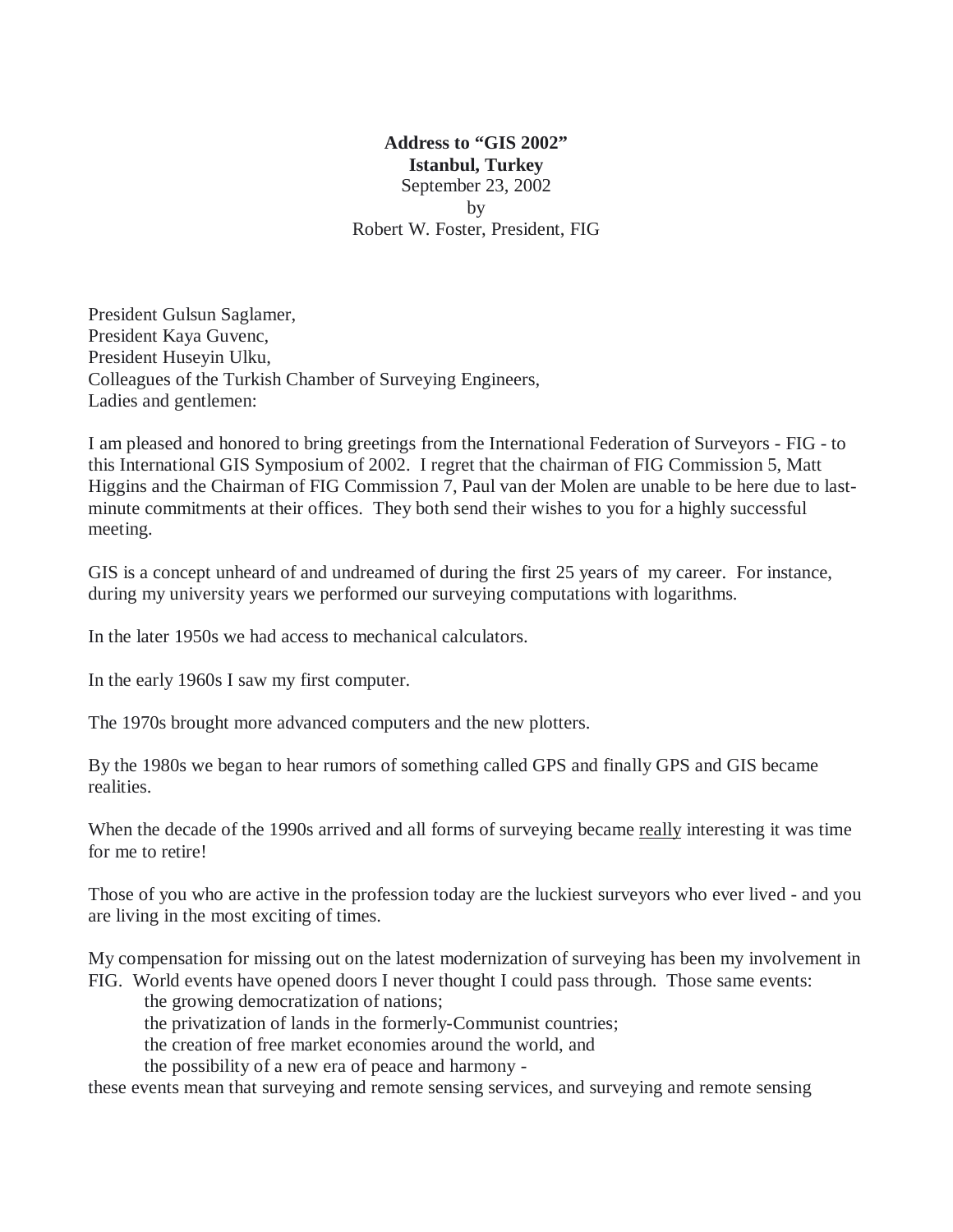**Address to "GIS 2002"**
**Istanbul, Turkey**
September 23, 2002
by
Robert W. Foster, President, FIG

President Gulsun Saglamer,
President Kaya Guvenc,
President Huseyin Ulku,
Colleagues of the Turkish Chamber of Surveying Engineers,
Ladies and gentlemen:

I am pleased and honored to bring greetings from the International Federation of Surveyors - FIG - to this International GIS Symposium of 2002. I regret that the chairman of FIG Commission 5, Matt Higgins and the Chairman of FIG Commission 7, Paul van der Molen are unable to be here due to last-minute commitments at their offices. They both send their wishes to you for a highly successful meeting.

GIS is a concept unheard of and undreamed of during the first 25 years of my career. For instance, during my university years we performed our surveying computations with logarithms.

In the later 1950s we had access to mechanical calculators.

In the early 1960s I saw my first computer.

The 1970s brought more advanced computers and the new plotters.

By the 1980s we began to hear rumors of something called GPS and finally GPS and GIS became realities.

When the decade of the 1990s arrived and all forms of surveying became <u>really</u> interesting it was time for me to retire!

Those of you who are active in the profession today are the luckiest surveyors who ever lived - and you are living in the most exciting of times.

My compensation for missing out on the latest modernization of surveying has been my involvement in FIG. World events have opened doors I never thought I could pass through. Those same events:

- the growing democratization of nations;
- the privatization of lands in the formerly-Communist countries;
- the creation of free market economies around the world, and
- the possibility of a new era of peace and harmony -

these events mean that surveying and remote sensing services, and surveying and remote sensing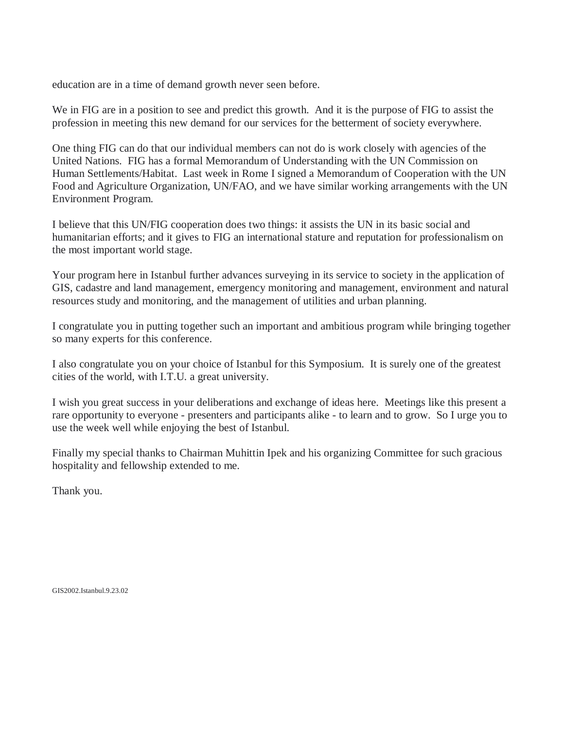education are in a time of demand growth never seen before.

We in FIG are in a position to see and predict this growth. And it is the purpose of FIG to assist the profession in meeting this new demand for our services for the betterment of society everywhere.

One thing FIG can do that our individual members can not do is work closely with agencies of the United Nations. FIG has a formal Memorandum of Understanding with the UN Commission on Human Settlements/Habitat. Last week in Rome I signed a Memorandum of Cooperation with the UN Food and Agriculture Organization, UN/FAO, and we have similar working arrangements with the UN Environment Program.

I believe that this UN/FIG cooperation does two things: it assists the UN in its basic social and humanitarian efforts; and it gives to FIG an international stature and reputation for professionalism on the most important world stage.

Your program here in Istanbul further advances surveying in its service to society in the application of GIS, cadastre and land management, emergency monitoring and management, environment and natural resources study and monitoring, and the management of utilities and urban planning.

I congratulate you in putting together such an important and ambitious program while bringing together so many experts for this conference.

I also congratulate you on your choice of Istanbul for this Symposium. It is surely one of the greatest cities of the world, with I.T.U. a great university.

I wish you great success in your deliberations and exchange of ideas here. Meetings like this present a rare opportunity to everyone - presenters and participants alike - to learn and to grow. So I urge you to use the week well while enjoying the best of Istanbul.

Finally my special thanks to Chairman Muhittin Ipek and his organizing Committee for such gracious hospitality and fellowship extended to me.

Thank you.

GIS2002.Istanbul.9.23.02